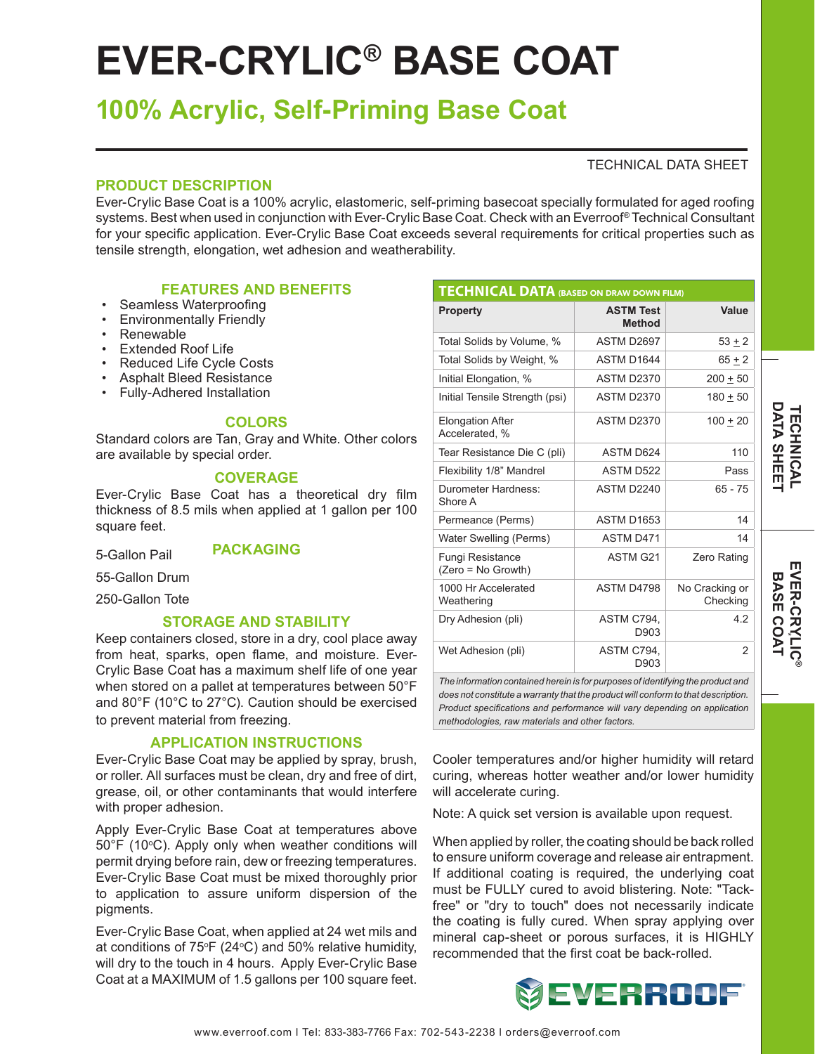# EVER-CRYLIC® BASE COAT

## 100% Acrylic, Self-Priming Base Coat

TECHNICAL DATA SHEET

### PRODUCT DESCRIPTION

Ever-Crylic Base Coat is a 100% acrylic, elastomeric, self-priming basecoat specially formulated for aged roofing systems. Best when used in conjunction with Ever-Crylic Base Coat. Check with an Everroof® Technical Consultant for your specific application. Ever-Crylic Base Coat exceeds several requirements for critical properties such as tensile strength, elongation, wet adhesion and weatherability.

### FEATURES AND BENEFITS

- Seamless Waterproofing
- Environmentally Friendly
- Renewable
- Extended Roof Life
- Reduced Life Cycle Costs
- Asphalt Bleed Resistance
- Fully-Adhered Installation

### COLORS

Standard colors are Tan, Gray and White. Other colors are available by special order.

### COVERAGE

Ever-Crylic Base Coat has a theoretical dry film thickness of 8.5 mils when applied at 1 gallon per 100 square feet.

### PACKAGING

5-Gallon Pail

55-Gallon Drum

250-Gallon Tote

### STORAGE AND STABILITY

Keep containers closed, store in a dry, cool place away from heat, sparks, open flame, and moisture. Ever-Crylic Base Coat has a maximum shelf life of one year when stored on a pallet at temperatures between 50°F and 80°F (10°C to 27°C). Caution should be exercised to prevent material from freezing.

### APPLICATION INSTRUCTIONS

Ever-Crylic Base Coat may be applied by spray, brush, or roller. All surfaces must be clean, dry and free of dirt, grease, oil, or other contaminants that would interfere with proper adhesion.

Apply Ever-Crylic Base Coat at temperatures above 50°F (10°C). Apply only when weather conditions will permit drying before rain, dew or freezing temperatures. Ever-Crylic Base Coat must be mixed thoroughly prior to application to assure uniform dispersion of the pigments.

Ever-Crylic Base Coat, when applied at 24 wet mils and at conditions of 75°F (24°C) and 50% relative humidity, will dry to the touch in 4 hours. Apply Ever-Crylic Base Coat at a MAXIMUM of 1.5 gallons per 100 square feet.

### TECHNICAL DATA (BASED ON DRAW DOWN FILM)

| Property | ASTM Test Method | Value |
|---|---|---|
| Total Solids by Volume, % | ASTM D2697 | 53 ± 2 |
| Total Solids by Weight, % | ASTM D1644 | 65 ± 2 |
| Initial Elongation, % | ASTM D2370 | 200 ± 50 |
| Initial Tensile Strength (psi) | ASTM D2370 | 180 ± 50 |
| Elongation After Accelerated, % | ASTM D2370 | 100 ± 20 |
| Tear Resistance Die C (pli) | ASTM D624 | 110 |
| Flexibility 1/8" Mandrel | ASTM D522 | Pass |
| Durometer Hardness: Shore A | ASTM D2240 | 65 - 75 |
| Permeance (Perms) | ASTM D1653 | 14 |
| Water Swelling (Perms) | ASTM D471 | 14 |
| Fungi Resistance (Zero = No Growth) | ASTM G21 | Zero Rating |
| 1000 Hr Accelerated Weathering | ASTM D4798 | No Cracking or Checking |
| Dry Adhesion (pli) | ASTM C794, D903 | 4.2 |
| Wet Adhesion (pli) | ASTM C794, D903 | 2 |

*The information contained herein is for purposes of identifying the product and does not constitute a warranty that the product will conform to that description. Product specifications and performance will vary depending on application methodologies, raw materials and other factors.*

Cooler temperatures and/or higher humidity will retard curing, whereas hotter weather and/or lower humidity will accelerate curing.

Note: A quick set version is available upon request.

When applied by roller, the coating should be back rolled to ensure uniform coverage and release air entrapment. If additional coating is required, the underlying coat must be FULLY cured to avoid blistering. Note: "Tack-free" or "dry to touch" does not necessarily indicate the coating is fully cured. When spray applying over mineral cap-sheet or porous surfaces, it is HIGHLY recommended that the first coat be back-rolled.

EVERROOF®

www.everroof.com I Tel: 833-383-7766 Fax: 702-543-2238 I orders@everroof.com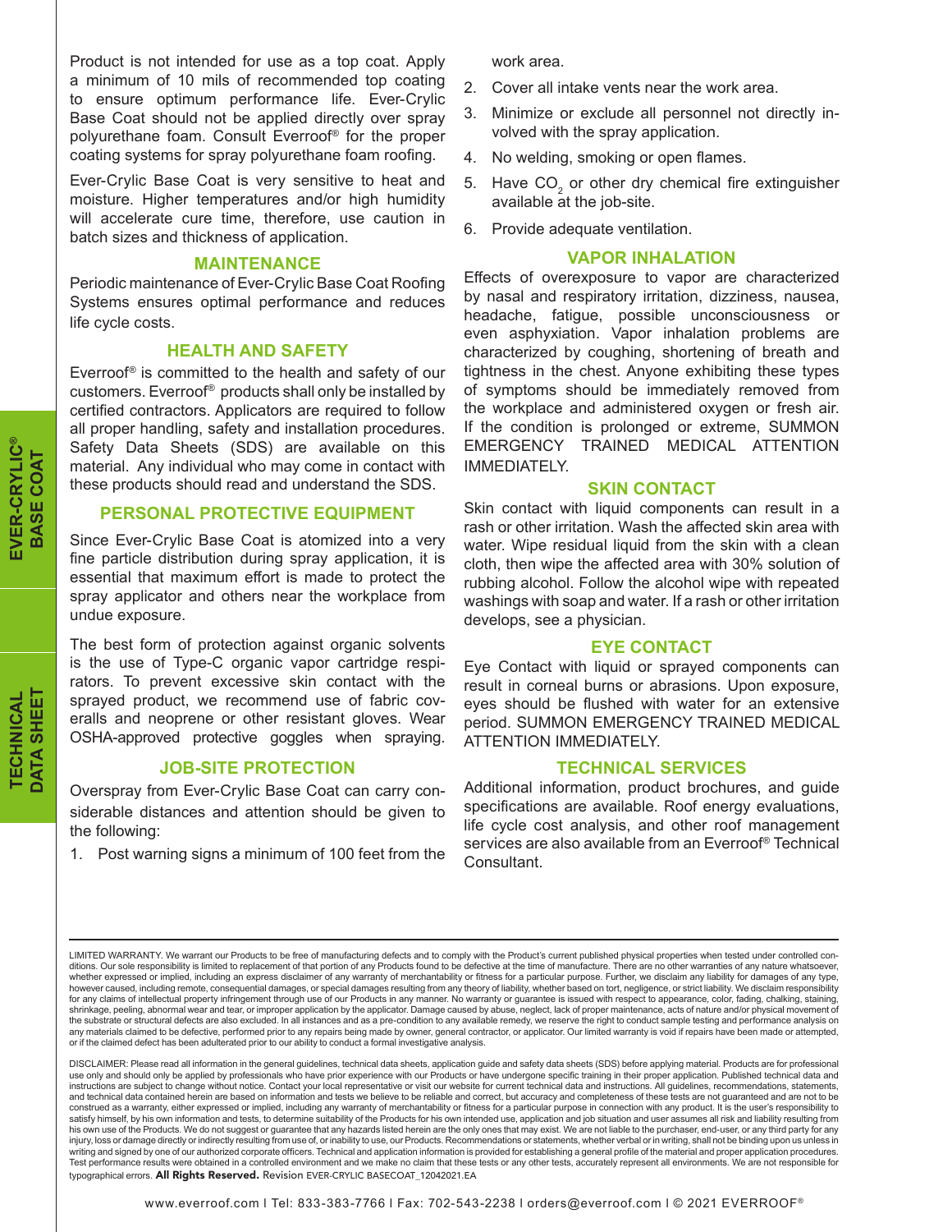Product is not intended for use as a top coat. Apply a minimum of 10 mils of recommended top coating to ensure optimum performance life. Ever-Crylic Base Coat should not be applied directly over spray polyurethane foam. Consult Everroof® for the proper coating systems for spray polyurethane foam roofing.

Ever-Crylic Base Coat is very sensitive to heat and moisture. Higher temperatures and/or high humidity will accelerate cure time, therefore, use caution in batch sizes and thickness of application.

## MAINTENANCE

Periodic maintenance of Ever-Crylic Base Coat Roofing Systems ensures optimal performance and reduces life cycle costs.

## HEALTH AND SAFETY

Everroof® is committed to the health and safety of our customers. Everroof® products shall only be installed by certified contractors. Applicators are required to follow all proper handling, safety and installation procedures. Safety Data Sheets (SDS) are available on this material. Any individual who may come in contact with these products should read and understand the SDS.

## PERSONAL PROTECTIVE EQUIPMENT

Since Ever-Crylic Base Coat is atomized into a very fine particle distribution during spray application, it is essential that maximum effort is made to protect the spray applicator and others near the workplace from undue exposure.

The best form of protection against organic solvents is the use of Type-C organic vapor cartridge respirators. To prevent excessive skin contact with the sprayed product, we recommend use of fabric coveralls and neoprene or other resistant gloves. Wear OSHA-approved protective goggles when spraying.

## JOB-SITE PROTECTION

Overspray from Ever-Crylic Base Coat can carry considerable distances and attention should be given to the following:

1. Post warning signs a minimum of 100 feet from the work area.
2. Cover all intake vents near the work area.
3. Minimize or exclude all personnel not directly involved with the spray application.
4. No welding, smoking or open flames.
5. Have $CO_2$ or other dry chemical fire extinguisher available at the job-site.
6. Provide adequate ventilation.

## VAPOR INHALATION

Effects of overexposure to vapor are characterized by nasal and respiratory irritation, dizziness, nausea, headache, fatigue, possible unconsciousness or even asphyxiation. Vapor inhalation problems are characterized by coughing, shortening of breath and tightness in the chest. Anyone exhibiting these types of symptoms should be immediately removed from the workplace and administered oxygen or fresh air. If the condition is prolonged or extreme, SUMMON EMERGENCY TRAINED MEDICAL ATTENTION IMMEDIATELY.

## SKIN CONTACT

Skin contact with liquid components can result in a rash or other irritation. Wash the affected skin area with water. Wipe residual liquid from the skin with a clean cloth, then wipe the affected area with 30% solution of rubbing alcohol. Follow the alcohol wipe with repeated washings with soap and water. If a rash or other irritation develops, see a physician.

## EYE CONTACT

Eye Contact with liquid or sprayed components can result in corneal burns or abrasions. Upon exposure, eyes should be flushed with water for an extensive period. SUMMON EMERGENCY TRAINED MEDICAL ATTENTION IMMEDIATELY.

## TECHNICAL SERVICES

Additional information, product brochures, and guide specifications are available. Roof energy evaluations, life cycle cost analysis, and other roof management services are also available from an Everroof® Technical Consultant.

LIMITED WARRANTY. We warrant our Products to be free of manufacturing defects and to comply with the Product's current published physical properties when tested under controlled conditions. Our sole responsibility is limited to replacement of that portion of any Products found to be defective at the time of manufacture. There are no other warranties of any nature whatsoever, whether expressed or implied, including an express disclaimer of any warranty of merchantability or fitness for a particular purpose. Further, we disclaim any liability for damages of any type, however caused, including remote, consequential damages, or special damages resulting from any theory of liability, whether based on tort, negligence, or strict liability. We disclaim responsibility for any claims of intellectual property infringement through use of our Products in any manner. No warranty or guarantee is issued with respect to appearance, color, fading, chalking, staining, shrinkage, peeling, abnormal wear and tear, or improper application by the applicator. Damage caused by abuse, neglect, lack of proper maintenance, acts of nature and/or physical movement of the substrate or structural defects are also excluded. In all instances and as a pre-condition to any available remedy, we reserve the right to conduct sample testing and performance analysis on any materials claimed to be defective, performed prior to any repairs being made by owner, general contractor, or applicator. Our limited warranty is void if repairs have been made or attempted, or if the claimed defect has been adulterated prior to our ability to conduct a formal investigative analysis.

DISCLAIMER: Please read all information in the general guidelines, technical data sheets, application guide and safety data sheets (SDS) before applying material. Products are for professional use only and should only be applied by professionals who have prior experience with our Products or have undergone specific training in their proper application. Published technical data and instructions are subject to change without notice. Contact your local representative or visit our website for current technical data and instructions. All guidelines, recommendations, statements, and technical data contained herein are based on information and tests we believe to be reliable and correct, but accuracy and completeness of these tests are not guaranteed and are not to be construed as a warranty, either expressed or implied, including any warranty of merchantability or fitness for a particular purpose in connection with any product. It is the user's responsibility to satisfy himself, by his own information and tests, to determine suitability of the Products for his own intended use, application and job situation and user assumes all risk and liability resulting from his own use of the Products. We do not suggest or guarantee that any hazards listed herein are the only ones that may exist. We are not liable to the purchaser, end-user, or any third party for any injury, loss or damage directly or indirectly resulting from use of, or inability to use, our Products. Recommendations or statements, whether verbal or in writing, shall not be binding upon us unless in writing and signed by one of our authorized corporate officers. Technical and application information is provided for establishing a general profile of the material and proper application procedures. Test performance results were obtained in a controlled environment and we make no claim that these tests or any other tests, accurately represent all environments. We are not responsible for typographical errors. **All Rights Reserved.** Revision EVER-CRYLIC BASECOAT_12042021.EA

www.everroof.com I Tel: 833-383-7766 I Fax: 702-543-2238 I orders@everroof.com I © 2021 EVERROOF®